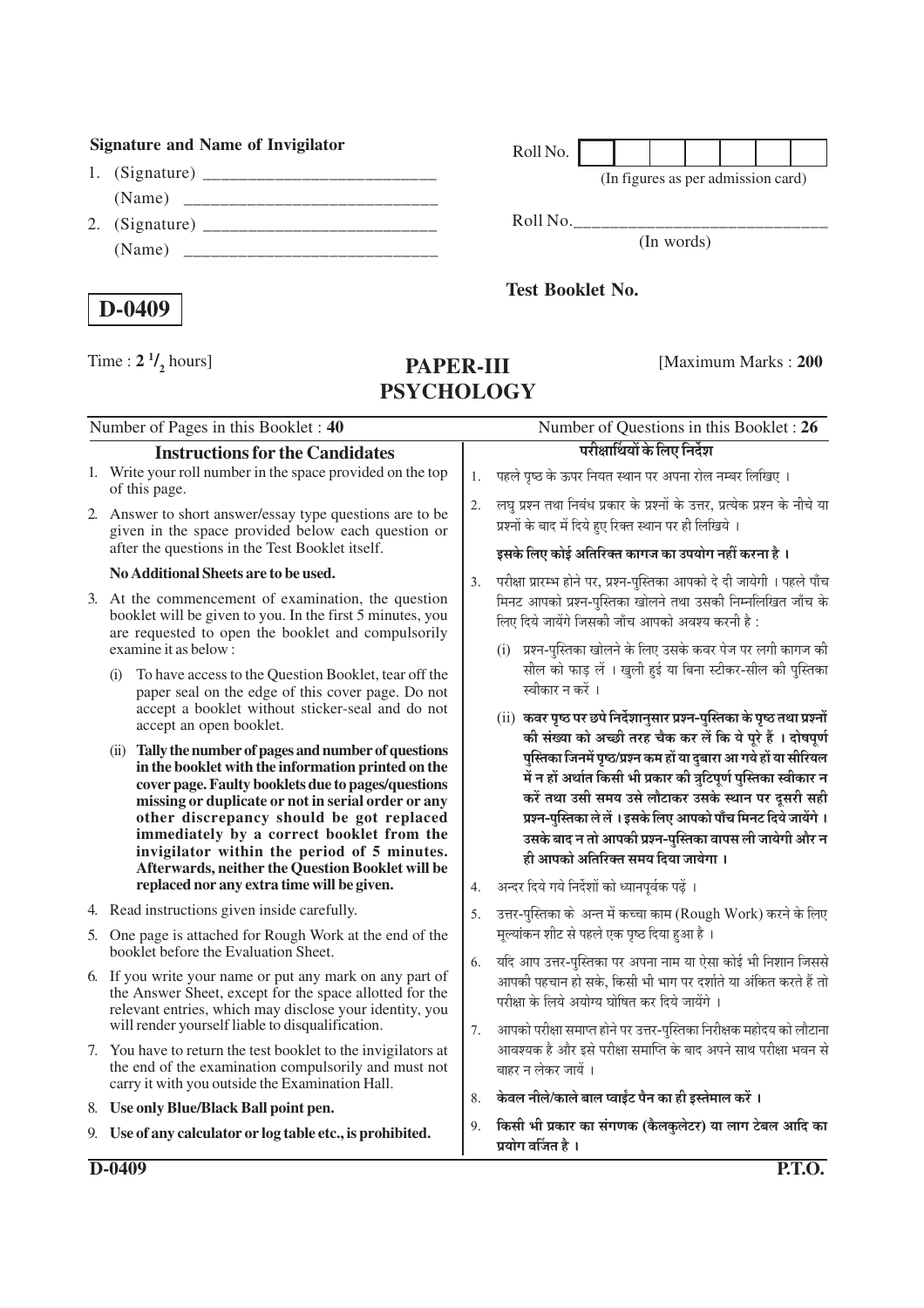**Signature and Name of Invigilator**

1. (Signature) ______________________________
   (Name) ______________________________
2. (Signature) ______________________________
   (Name) ______________________________

Roll No. | | | | | | | | |

(In figures as per admission card)

Roll No.______________________________

(In words)

**Test Booklet No.**

**D-0409**

Time : $2\,^{1}/_{2}$ hours]

# PAPER-III
# PSYCHOLOGY

[Maximum Marks : **200**

Number of Pages in this Booklet : **40**

Number of Questions in this Booklet : **26**

## Instructions for the Candidates

1. Write your roll number in the space provided on the top of this page.
2. Answer to short answer/essay type questions are to be given in the space provided below each question or after the questions in the Test Booklet itself.

   **No Additional Sheets are to be used.**
3. At the commencement of examination, the question booklet will be given to you. In the first 5 minutes, you are requested to open the booklet and compulsorily examine it as below :
   (i) To have access to the Question Booklet, tear off the paper seal on the edge of this cover page. Do not accept a booklet without sticker-seal and do not accept an open booklet.
   (ii) **Tally the number of pages and number of questions in the booklet with the information printed on the cover page. Faulty booklets due to pages/questions missing or duplicate or not in serial order or any other discrepancy should be got replaced immediately by a correct booklet from the invigilator within the period of 5 minutes. Afterwards, neither the Question Booklet will be replaced nor any extra time will be given.**
4. Read instructions given inside carefully.
5. One page is attached for Rough Work at the end of the booklet before the Evaluation Sheet.
6. If you write your name or put any mark on any part of the Answer Sheet, except for the space allotted for the relevant entries, which may disclose your identity, you will render yourself liable to disqualification.
7. You have to return the test booklet to the invigilators at the end of the examination compulsorily and must not carry it with you outside the Examination Hall.
8. **Use only Blue/Black Ball point pen.**
9. **Use of any calculator or log table etc., is prohibited.**

## परीक्षार्थियों के लिए निर्देश

1. पहले पृष्ठ के ऊपर नियत स्थान पर अपना रोल नम्बर लिखिए ।
2. लघु प्रश्न तथा निबंध प्रकार के प्रश्नों के उत्तर, प्रत्येक प्रश्न के नीचे या प्रश्नों के बाद में दिये हुए रिक्त स्थान पर ही लिखिये ।

   **इसके लिए कोई अतिरिक्त कागज का उपयोग नहीं करना है ।**
3. परीक्षा प्रारम्भ होने पर, प्रश्न-पुस्तिका आपको दे दी जायेगी । पहले पाँच मिनट आपको प्रश्न-पुस्तिका खोलने तथा उसकी निम्नलिखित जाँच के लिए दिये जायेंगे जिसकी जाँच आपको अवश्य करनी है :
   (i) प्रश्न-पुस्तिका खोलने के लिए उसके कवर पेज पर लगी कागज की सील को फाड़ लें । खुली हुई या बिना स्टीकर-सील की पुस्तिका स्वीकार न करें ।
   (ii) **कवर पृष्ठ पर छपे निर्देशानुसार प्रश्न-पुस्तिका के पृष्ठ तथा प्रश्नों की संख्या को अच्छी तरह चैक कर लें कि ये पूरे हैं । दोषपूर्ण पुस्तिका जिनमें पृष्ठ/प्रश्न कम हों या दुबारा आ गये हों या सीरियल में न हों अर्थात किसी भी प्रकार की त्रुटिपूर्ण पुस्तिका स्वीकार न करें तथा उसी समय उसे लौटाकर उसके स्थान पर दूसरी सही प्रश्न-पुस्तिका ले लें । इसके लिए आपको पाँच मिनट दिये जायेंगे । उसके बाद न तो आपकी प्रश्न-पुस्तिका वापस ली जायेगी और न ही आपको अतिरिक्त समय दिया जायेगा ।**
4. अन्दर दिये गये निर्देशों को ध्यानपूर्वक पढ़ें ।
5. उत्तर-पुस्तिका के अन्त में कच्चा काम (Rough Work) करने के लिए मूल्यांकन शीट से पहले एक पृष्ठ दिया हुआ है ।
6. यदि आप उत्तर-पुस्तिका पर अपना नाम या ऐसा कोई भी निशान जिससे आपकी पहचान हो सके, किसी भी भाग पर दर्शाते या अंकित करते हैं तो परीक्षा के लिये अयोग्य घोषित कर दिये जायेंगे ।
7. आपको परीक्षा समाप्त होने पर उत्तर-पुस्तिका निरीक्षक महोदय को लौटाना आवश्यक है और इसे परीक्षा समाप्ति के बाद अपने साथ परीक्षा भवन से बाहर न लेकर जायें ।
8. **केवल नीले/काले बाल प्वाईंट पैन का ही इस्तेमाल करें ।**
9. **किसी भी प्रकार का संगणक (कैलकुलेटर) या लाग टेबल आदि का प्रयोग वर्जित है ।**

D-0409 P.T.O.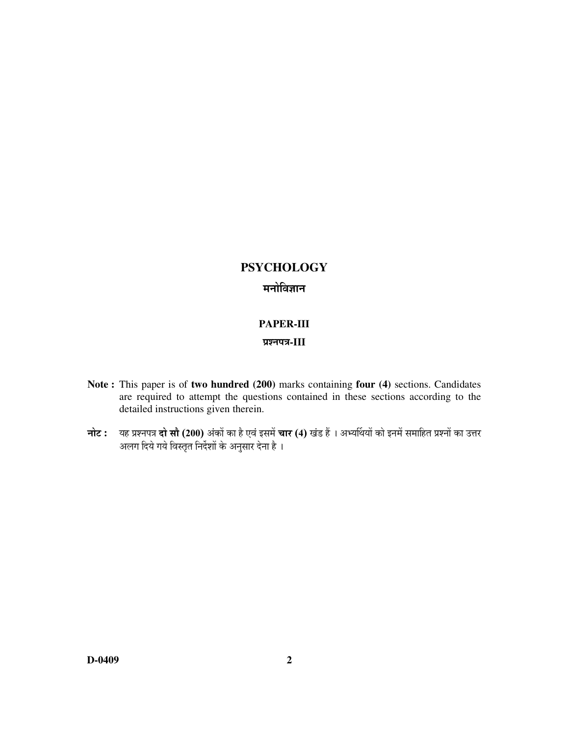# PSYCHOLOGY

## मनोविज्ञान

### PAPER-III

### प्रश्नपत्र-III

**Note :** This paper is of **two hundred (200)** marks containing **four (4)** sections. Candidates are required to attempt the questions contained in these sections according to the detailed instructions given therein.

**नोट :** यह प्रश्नपत्र **दो सौ (200)** अंकों का है एवं इसमें **चार (4)** खंड हैं । अभ्यर्थियों को इनमें समाहित प्रश्नों का उत्तर अलग दिये गये विस्तृत निर्देशों के अनुसार देना है ।

D-0409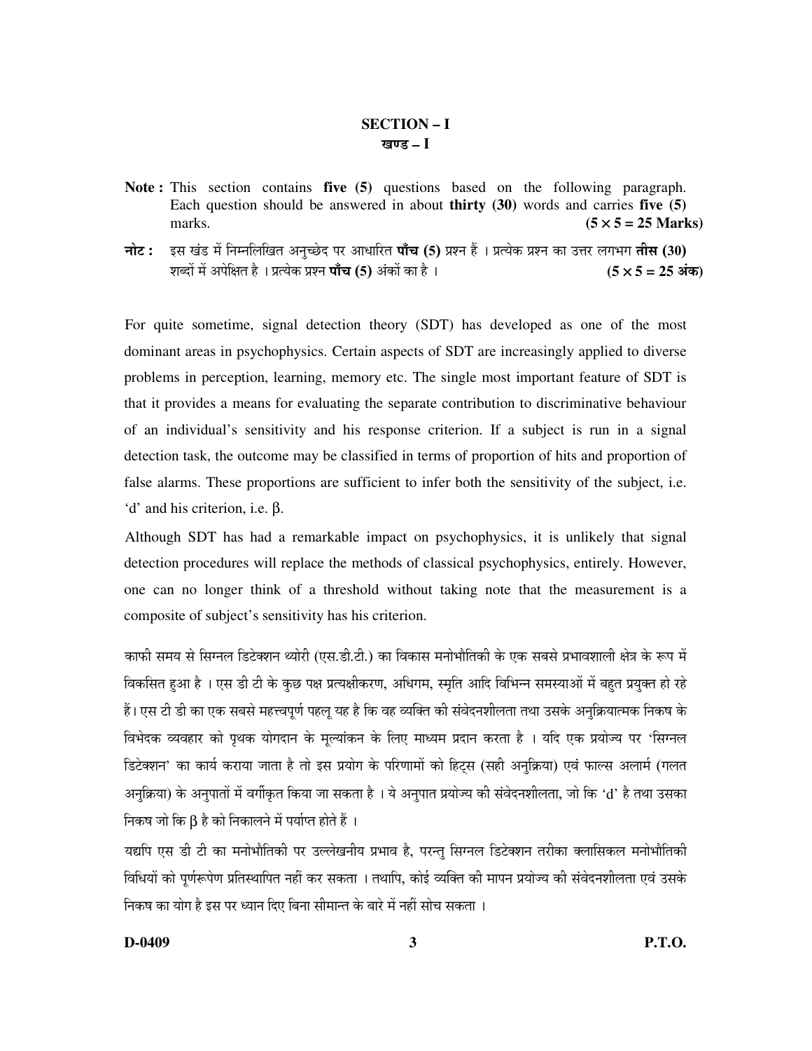## SECTION – I
## खण्ड – I

**Note :** This section contains **five (5)** questions based on the following paragraph. Each question should be answered in about **thirty (30)** words and carries **five (5)** marks. **(5 × 5 = 25 Marks)**

**नोट :** इस खंड में निम्नलिखित अनुच्छेद पर आधारित **पाँच (5)** प्रश्न हैं । प्रत्येक प्रश्न का उत्तर लगभग **तीस (30)** शब्दों में अपेक्षित है । प्रत्येक प्रश्न **पाँच (5)** अंकों का है । **(5 × 5 = 25 अंक)**

For quite sometime, signal detection theory (SDT) has developed as one of the most dominant areas in psychophysics. Certain aspects of SDT are increasingly applied to diverse problems in perception, learning, memory etc. The single most important feature of SDT is that it provides a means for evaluating the separate contribution to discriminative behaviour of an individual's sensitivity and his response criterion. If a subject is run in a signal detection task, the outcome may be classified in terms of proportion of hits and proportion of false alarms. These proportions are sufficient to infer both the sensitivity of the subject, i.e. 'd' and his criterion, i.e. β.

Although SDT has had a remarkable impact on psychophysics, it is unlikely that signal detection procedures will replace the methods of classical psychophysics, entirely. However, one can no longer think of a threshold without taking note that the measurement is a composite of subject's sensitivity has his criterion.

काफी समय से सिग्नल डिटेक्शन थ्योरी (एस.डी.टी.) का विकास मनोभौतिकी के एक सबसे प्रभावशाली क्षेत्र के रूप में विकसित हुआ है । एस डी टी के कुछ पक्ष प्रत्यक्षीकरण, अधिगम, स्मृति आदि विभिन्न समस्याओं में बहुत प्रयुक्त हो रहे हैं। एस टी डी का एक सबसे महत्त्वपूर्ण पहलू यह है कि वह व्यक्ति की संवेदनशीलता तथा उसके अनुक्रियात्मक निकष के विभेदक व्यवहार को पृथक योगदान के मूल्यांकन के लिए माध्यम प्रदान करता है । यदि एक प्रयोज्य पर 'सिग्नल डिटेक्शन' का कार्य कराया जाता है तो इस प्रयोग के परिणामों को हिट्स (सही अनुक्रिया) एवं फाल्स अलार्म (गलत अनुक्रिया) के अनुपातों में वर्गीकृत किया जा सकता है । ये अनुपात प्रयोज्य की संवेदनशीलता, जो कि 'd' है तथा उसका निकष जो कि β है को निकालने में पर्याप्त होते हैं ।

यद्यपि एस डी टी का मनोभौतिकी पर उल्लेखनीय प्रभाव है, परन्तु सिग्नल डिटेक्शन तरीका क्लासिकल मनोभौतिकी विधियों को पूर्णरूपेण प्रतिस्थापित नहीं कर सकता । तथापि, कोई व्यक्ति की मापन प्रयोज्य की संवेदनशीलता एवं उसके निकष का योग है इस पर ध्यान दिए बिना सीमान्त के बारे में नहीं सोच सकता ।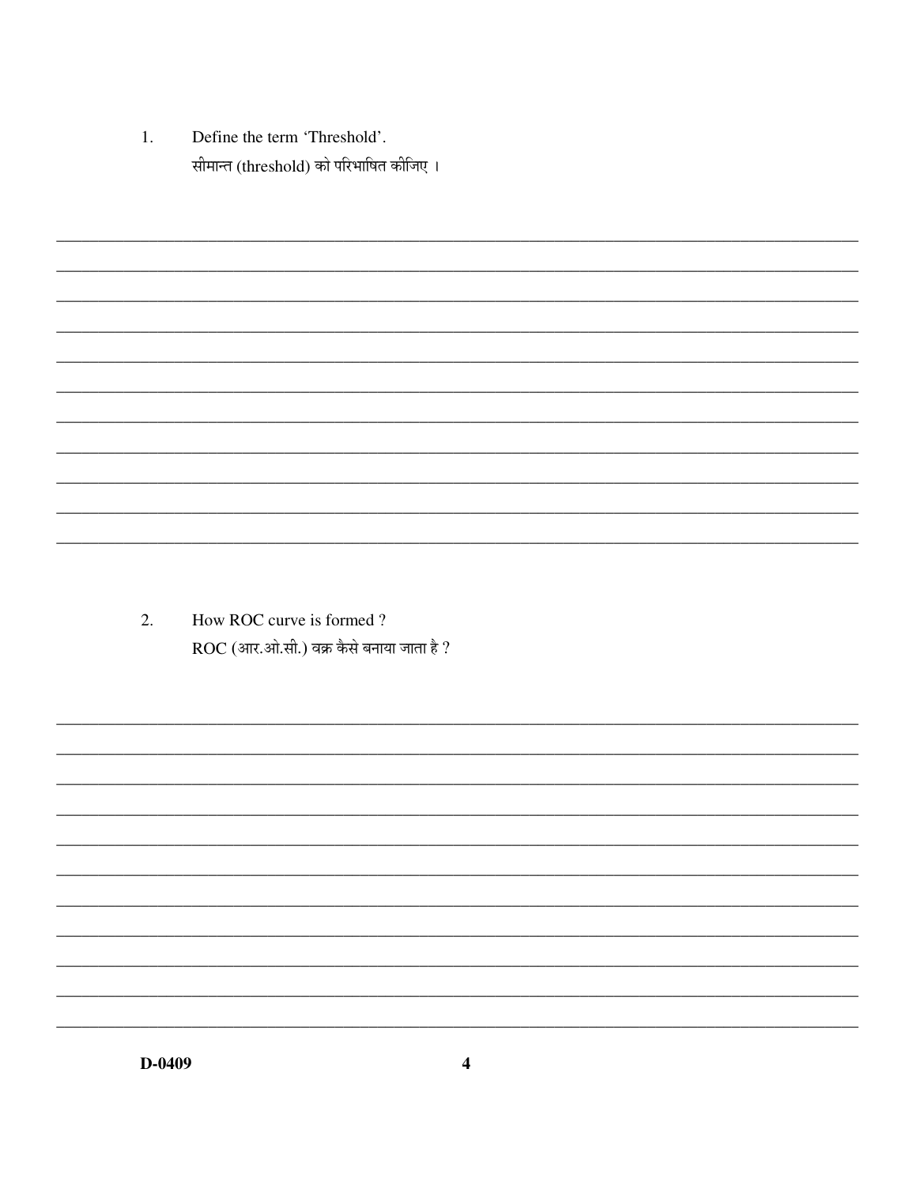1. Define the term 'Threshold'.
   सीमान्त (threshold) को परिभाषित कीजिए ।

2. How ROC curve is formed ?
   ROC (आर.ओ.सी.) वक्र कैसे बनाया जाता है ?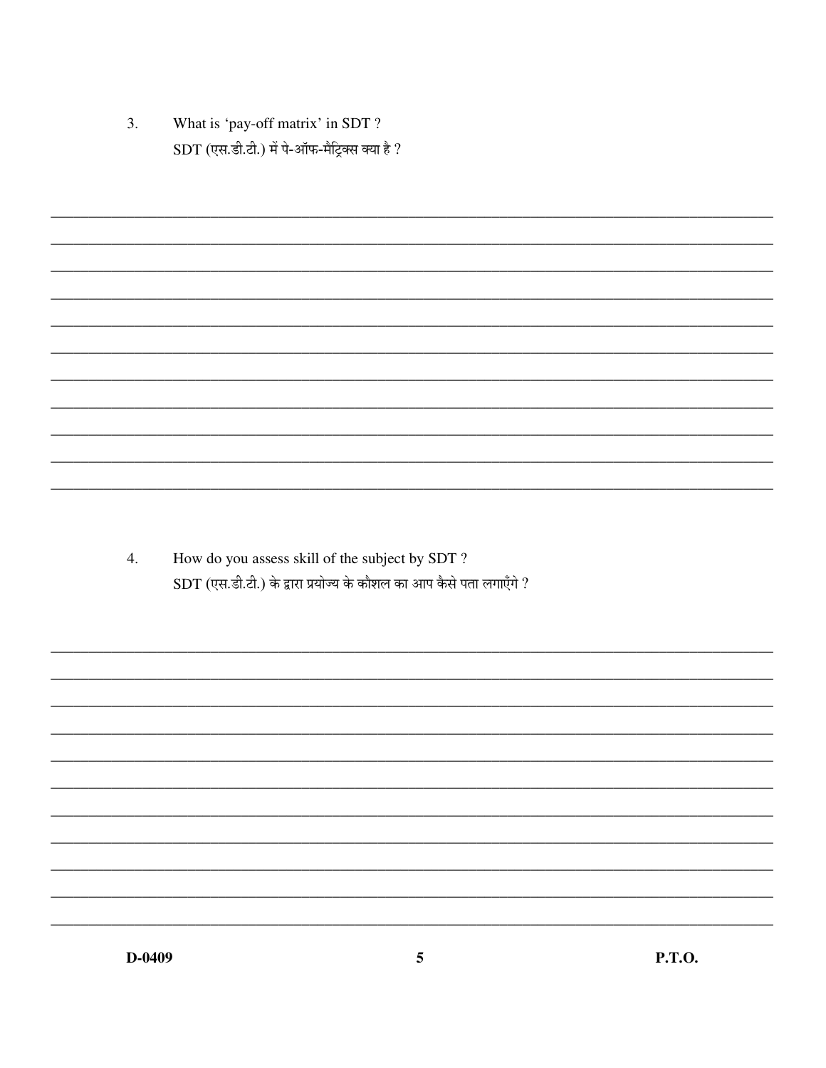3. What is 'pay-off matrix' in SDT ?
SDT (एस.डी.टी.) में पे-ऑफ-मैट्रिक्स क्या है ?

4. How do you assess skill of the subject by SDT ?
SDT (एस.डी.टी.) के द्वारा प्रयोज्य के कौशल का आप कैसे पता लगाएँगे ?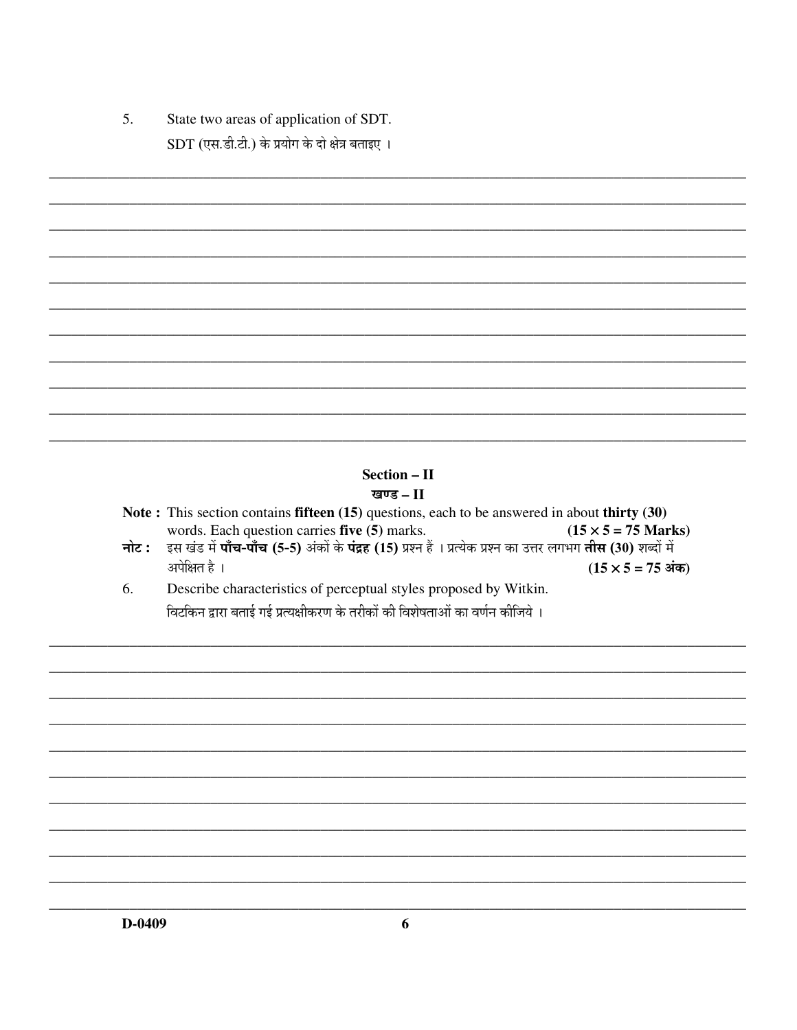5. State two areas of application of SDT.

SDT (एस.डी.टी.) के प्रयोग के दो क्षेत्र बताइए ।

## Section – II

## खण्ड – II

**Note :** This section contains **fifteen (15)** questions, each to be answered in about **thirty (30)** words. Each question carries **five (5)** marks. **(15 × 5 = 75 Marks)**

**नोट :** इस खंड में **पाँच-पाँच (5-5)** अंकों के **पंद्रह (15)** प्रश्न हैं । प्रत्येक प्रश्न का उत्तर लगभग **तीस (30)** शब्दों में अपेक्षित है । **(15 × 5 = 75 अंक)**

6. Describe characteristics of perceptual styles proposed by Witkin.

विटकिन द्वारा बताई गई प्रत्यक्षीकरण के तरीकों की विशेषताओं का वर्णन कीजिये ।

D-0409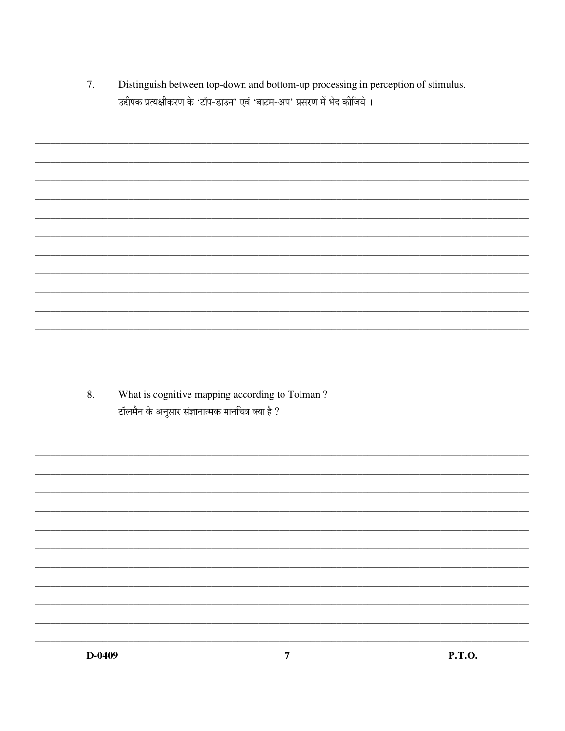7. Distinguish between top-down and bottom-up processing in perception of stimulus.
उद्दीपक प्रत्यक्षीकरण के 'टॉप-डाउन' एवं 'बाटम-अप' प्रसरण में भेद कीजिये ।

8. What is cognitive mapping according to Tolman ?
टॉलमैन के अनुसार संज्ञानात्मक मानचित्र क्या है ?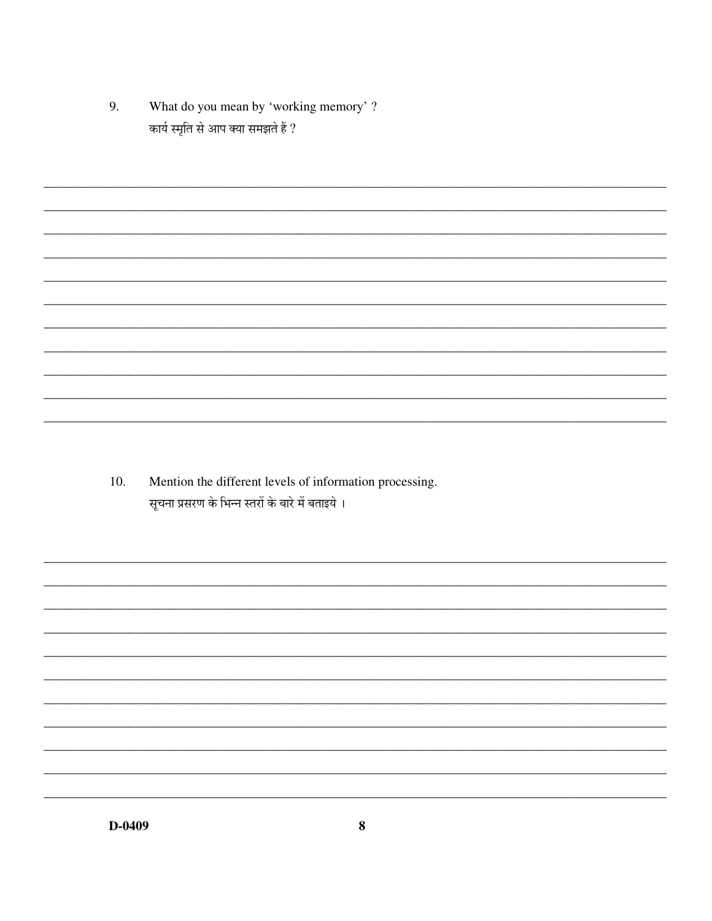9. What do you mean by 'working memory' ?
   कार्य स्मृति से आप क्या समझते हैं ?

10. Mention the different levels of information processing.
    सूचना प्रसरण के भिन्न स्तरों के बारे में बताइये ।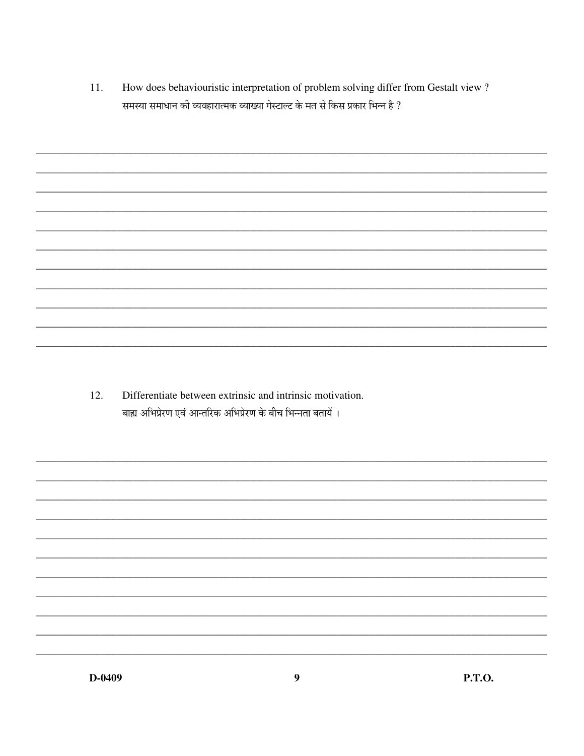11. How does behaviouristic interpretation of problem solving differ from Gestalt view ?
समस्या समाधान की व्यवहारात्मक व्याख्या गेस्टाल्ट के मत से किस प्रकार भिन्न है ?

12. Differentiate between extrinsic and intrinsic motivation.
बाह्य अभिप्रेरण एवं आन्तरिक अभिप्रेरण के बीच भिन्नता बतायें ।

D-0409

P.T.O.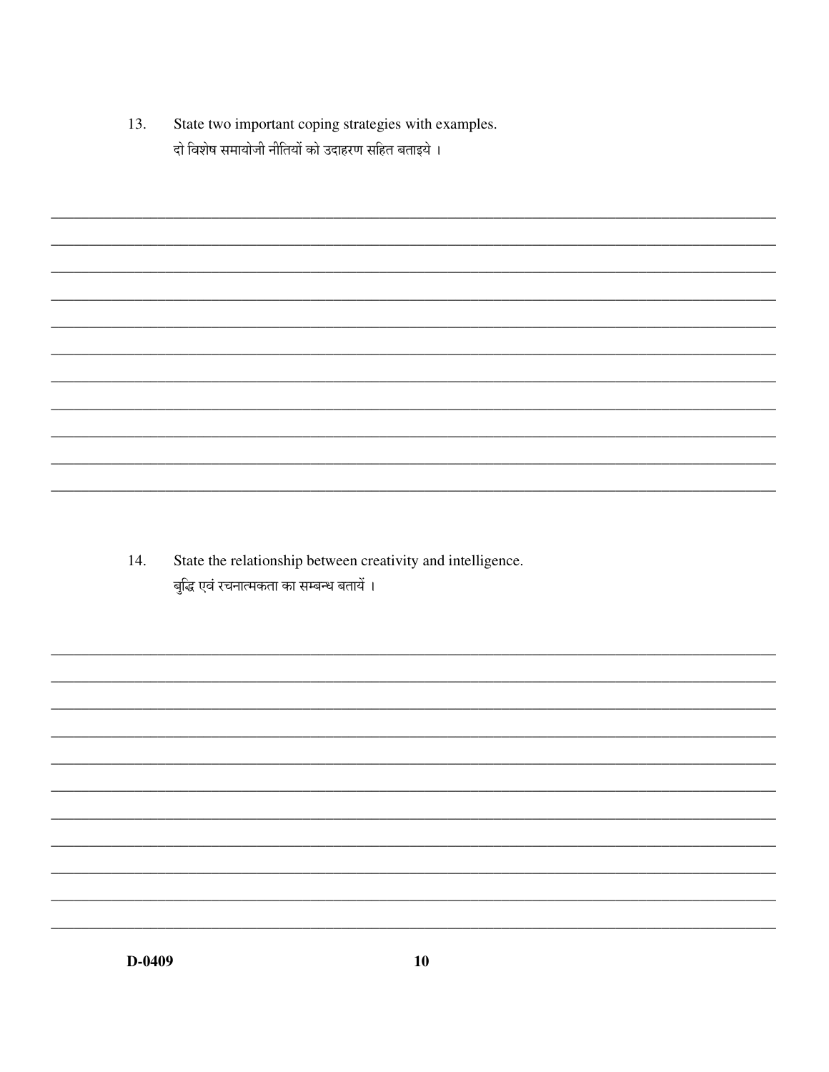13. State two important coping strategies with examples.
    दो विशेष समायोजी नीतियों को उदाहरण सहित बताइये ।

14. State the relationship between creativity and intelligence.
    बुद्धि एवं रचनात्मकता का सम्बन्ध बतायें ।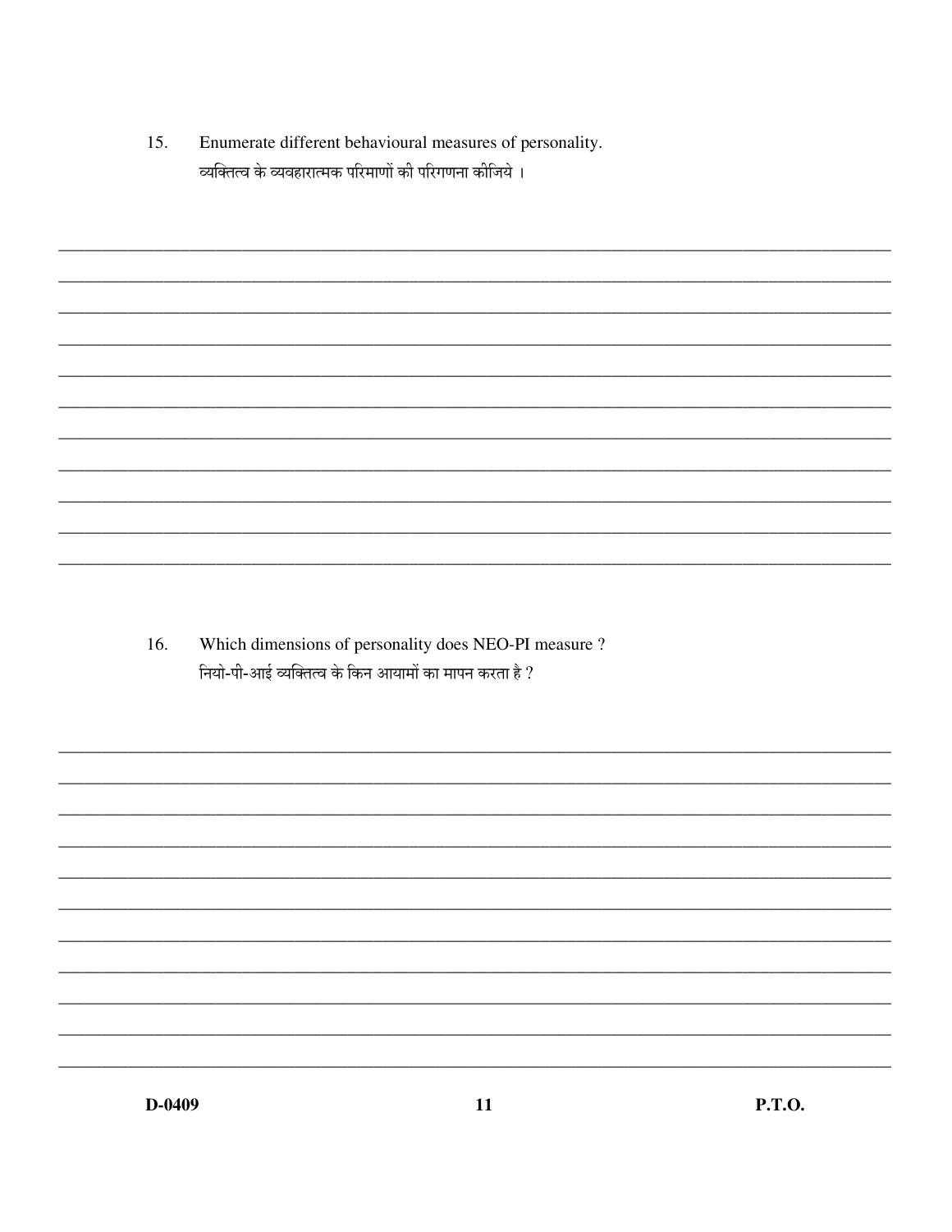15. Enumerate different behavioural measures of personality.

व्यक्तित्व के व्यवहारात्मक परिमाणों की परिगणना कीजिये ।

16. Which dimensions of personality does NEO-PI measure ?

नियो-पी-आई व्यक्तित्व के किन आयामों का मापन करता है ?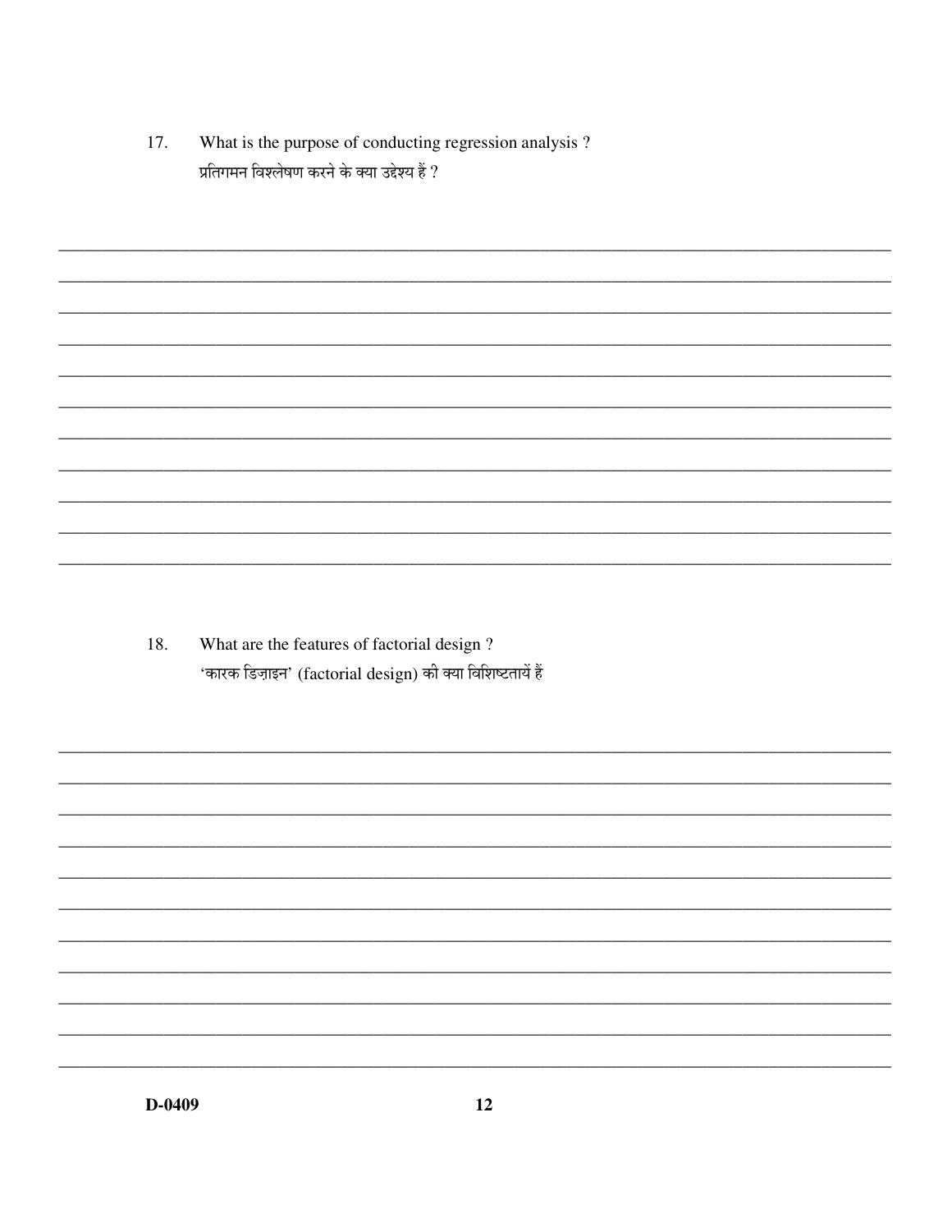17. What is the purpose of conducting regression analysis ?
प्रतिगमन विश्लेषण करने के क्या उद्देश्य हैं ?

18. What are the features of factorial design ?
'कारक डिज़ाइन' (factorial design) की क्या विशिष्टतायें हैं

D-0409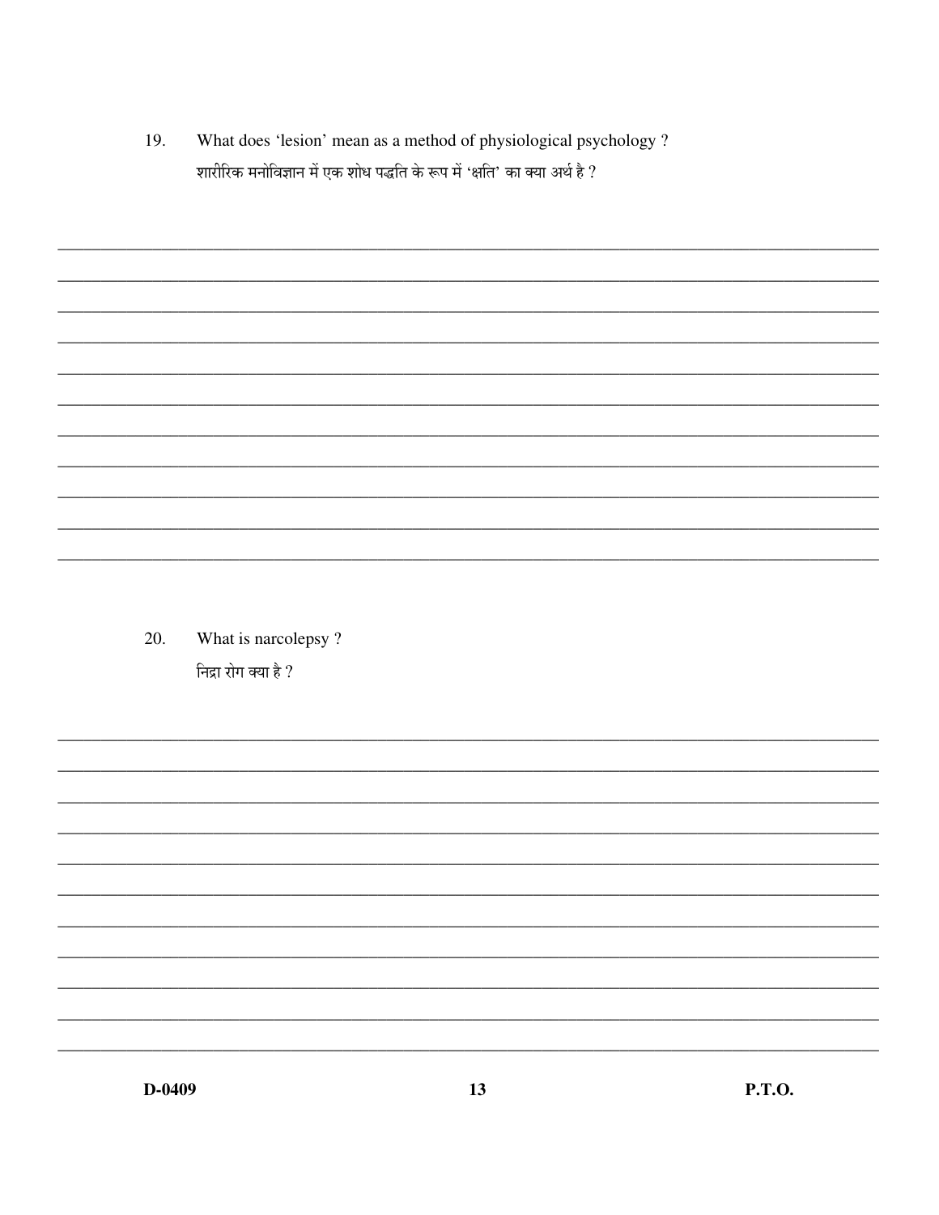19. What does 'lesion' mean as a method of physiological psychology ?

शारीरिक मनोविज्ञान में एक शोध पद्धति के रूप में 'क्षति' का क्या अर्थ है ?

20. What is narcolepsy ?

निद्रा रोग क्या है ?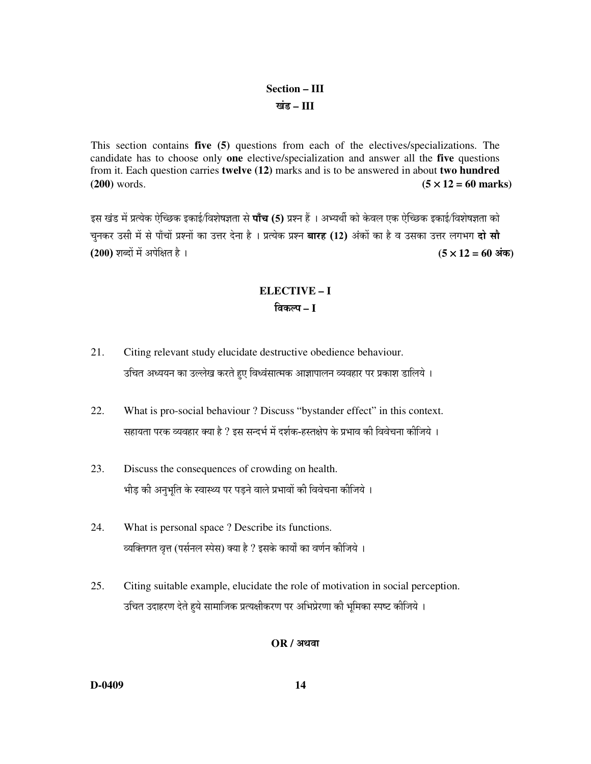## Section – III
## खंड – III

This section contains **five (5)** questions from each of the electives/specializations. The candidate has to choose only **one** elective/specialization and answer all the **five** questions from it. Each question carries **twelve (12)** marks and is to be answered in about **two hundred (200)** words. **(5 × 12 = 60 marks)**

इस खंड में प्रत्येक ऐच्छिक इकाई/विशेषज्ञता से **पाँच (5)** प्रश्न हैं । अभ्यर्थी को केवल एक ऐच्छिक इकाई/विशेषज्ञता को चुनकर उसी में से पाँचों प्रश्नों का उत्तर देना है । प्रत्येक प्रश्न **बारह (12)** अंकों का है व उसका उत्तर लगभग **दो सौ (200)** शब्दों में अपेक्षित है । **(5 × 12 = 60 अंक)**

### ELECTIVE – I
### विकल्प – I

21. Citing relevant study elucidate destructive obedience behaviour.
    उचित अध्ययन का उल्लेख करते हुए विध्वंसात्मक आज्ञापालन व्यवहार पर प्रकाश डालिये ।

22. What is pro-social behaviour ? Discuss "bystander effect" in this context.
    सहायता परक व्यवहार क्या है ? इस सन्दर्भ में दर्शक-हस्तक्षेप के प्रभाव की विवेचना कीजिये ।

23. Discuss the consequences of crowding on health.
    भीड़ की अनुभूति के स्वास्थ्य पर पड़ने वाले प्रभावों की विवेचना कीजिये ।

24. What is personal space ? Describe its functions.
    व्यक्तिगत वृत्त (पर्सनल स्पेस) क्या है ? इसके कार्यों का वर्णन कीजिये ।

25. Citing suitable example, elucidate the role of motivation in social perception.
    उचित उदाहरण देते हुये सामाजिक प्रत्यक्षीकरण पर अभिप्रेरणा की भूमिका स्पष्ट कीजिये ।

**OR / अथवा**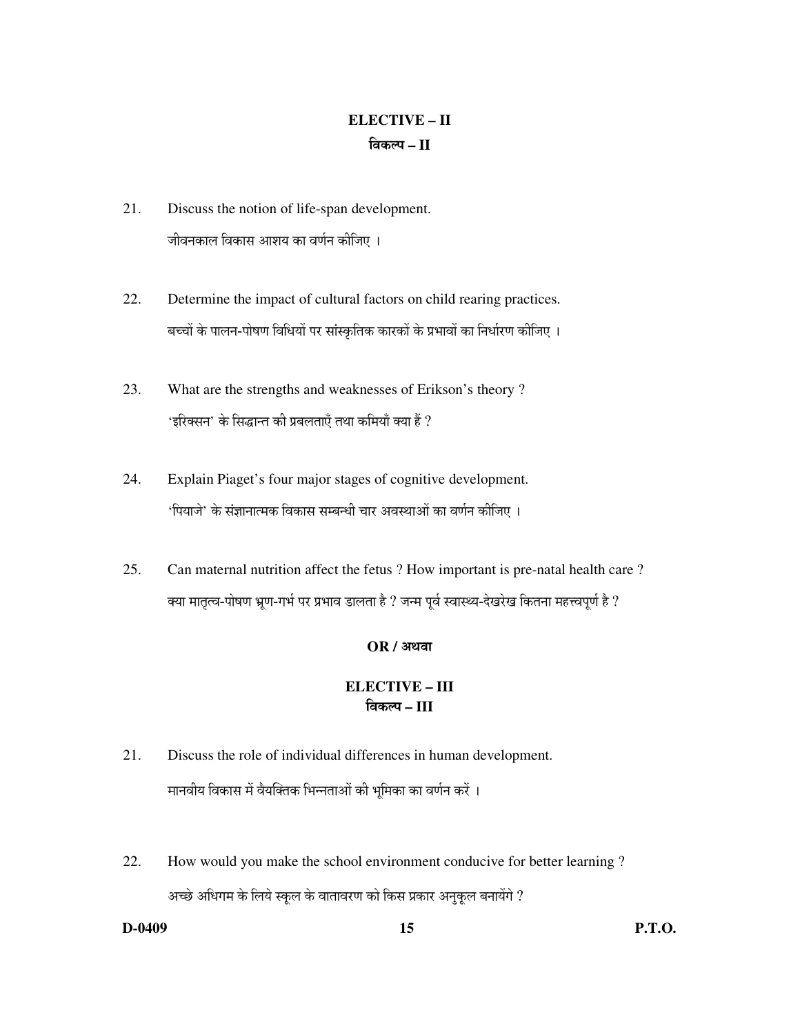## ELECTIVE – II
## विकल्प – II

21. Discuss the notion of life-span development.

    जीवनकाल विकास आशय का वर्णन कीजिए ।

22. Determine the impact of cultural factors on child rearing practices.

    बच्चों के पालन-पोषण विधियों पर सांस्कृतिक कारकों के प्रभावों का निर्धारण कीजिए ।

23. What are the strengths and weaknesses of Erikson's theory ?

    'इरिक्सन' के सिद्धान्त की प्रबलताएँ तथा कमियाँ क्या हैं ?

24. Explain Piaget's four major stages of cognitive development.

    'पियाजे' के संज्ञानात्मक विकास सम्बन्धी चार अवस्थाओं का वर्णन कीजिए ।

25. Can maternal nutrition affect the fetus ? How important is pre-natal health care ?

    क्या मातृत्व-पोषण भ्रूण-गर्भ पर प्रभाव डालता है ? जन्म पूर्व स्वास्थ्य-देखरेख कितना महत्त्वपूर्ण है ?

**OR / अथवा**

## ELECTIVE – III
## विकल्प – III

21. Discuss the role of individual differences in human development.

    मानवीय विकास में वैयक्तिक भिन्नताओं की भूमिका का वर्णन करें ।

22. How would you make the school environment conducive for better learning ?

    अच्छे अधिगम के लिये स्कूल के वातावरण को किस प्रकार अनुकूल बनायेंगे ?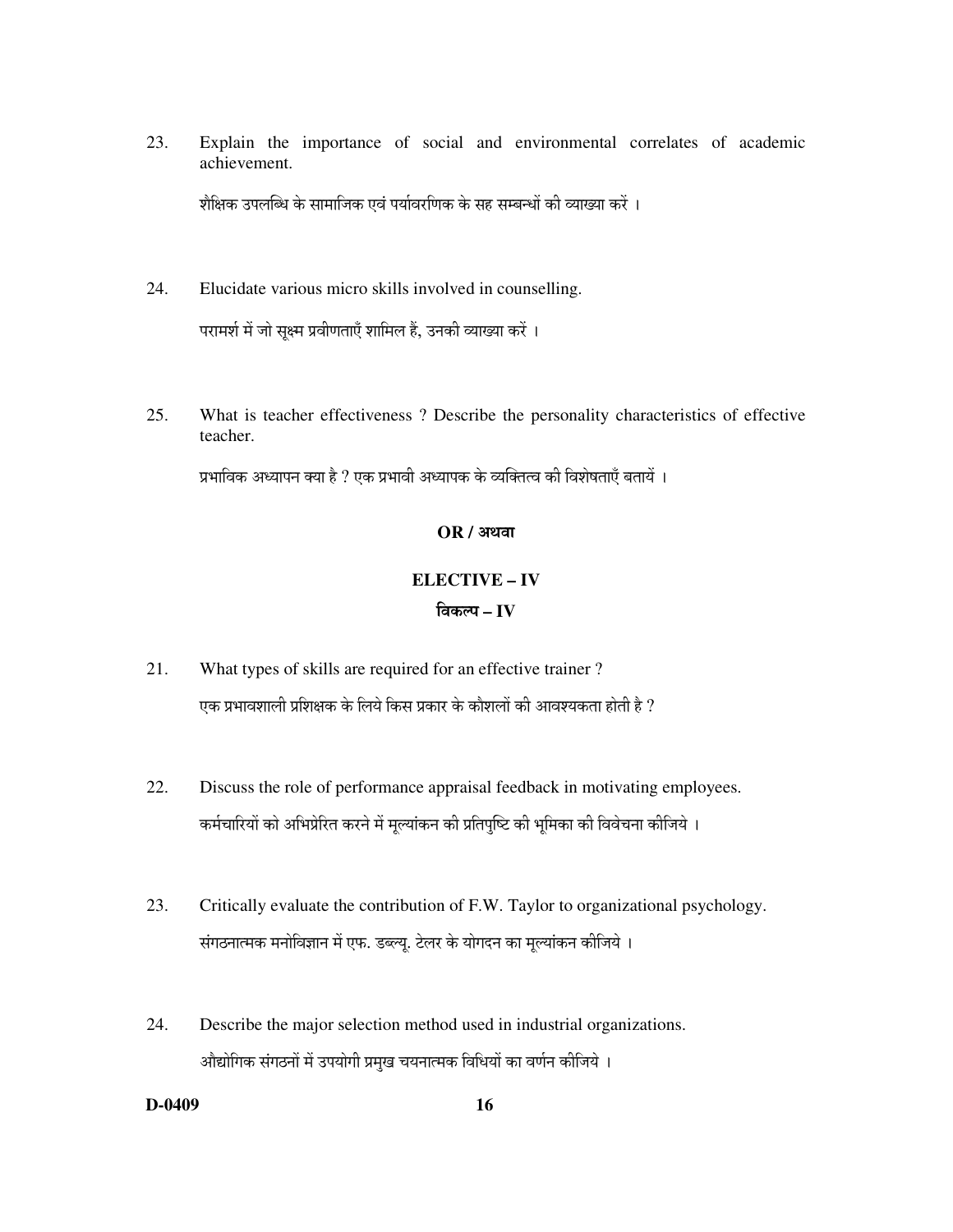23. Explain the importance of social and environmental correlates of academic achievement.

    शैक्षिक उपलब्धि के सामाजिक एवं पर्यावरणिक के सह सम्बन्धों की व्याख्या करें ।

24. Elucidate various micro skills involved in counselling.

    परामर्श में जो सूक्ष्म प्रवीणताएँ शामिल हैं, उनकी व्याख्या करें ।

25. What is teacher effectiveness ? Describe the personality characteristics of effective teacher.

    प्रभाविक अध्यापन क्या है ? एक प्रभावी अध्यापक के व्यक्तित्व की विशेषताएँ बतायें ।

**OR / अथवा**

**ELECTIVE – IV**

**विकल्प – IV**

21. What types of skills are required for an effective trainer ?

    एक प्रभावशाली प्रशिक्षक के लिये किस प्रकार के कौशलों की आवश्यकता होती है ?

22. Discuss the role of performance appraisal feedback in motivating employees.

    कर्मचारियों को अभिप्रेरित करने में मूल्यांकन की प्रतिपुष्टि की भूमिका की विवेचना कीजिये ।

23. Critically evaluate the contribution of F.W. Taylor to organizational psychology.

    संगठनात्मक मनोविज्ञान में एफ. डब्ल्यू. टेलर के योगदन का मूल्यांकन कीजिये ।

24. Describe the major selection method used in industrial organizations.

    औद्योगिक संगठनों में उपयोगी प्रमुख चयनात्मक विधियों का वर्णन कीजिये ।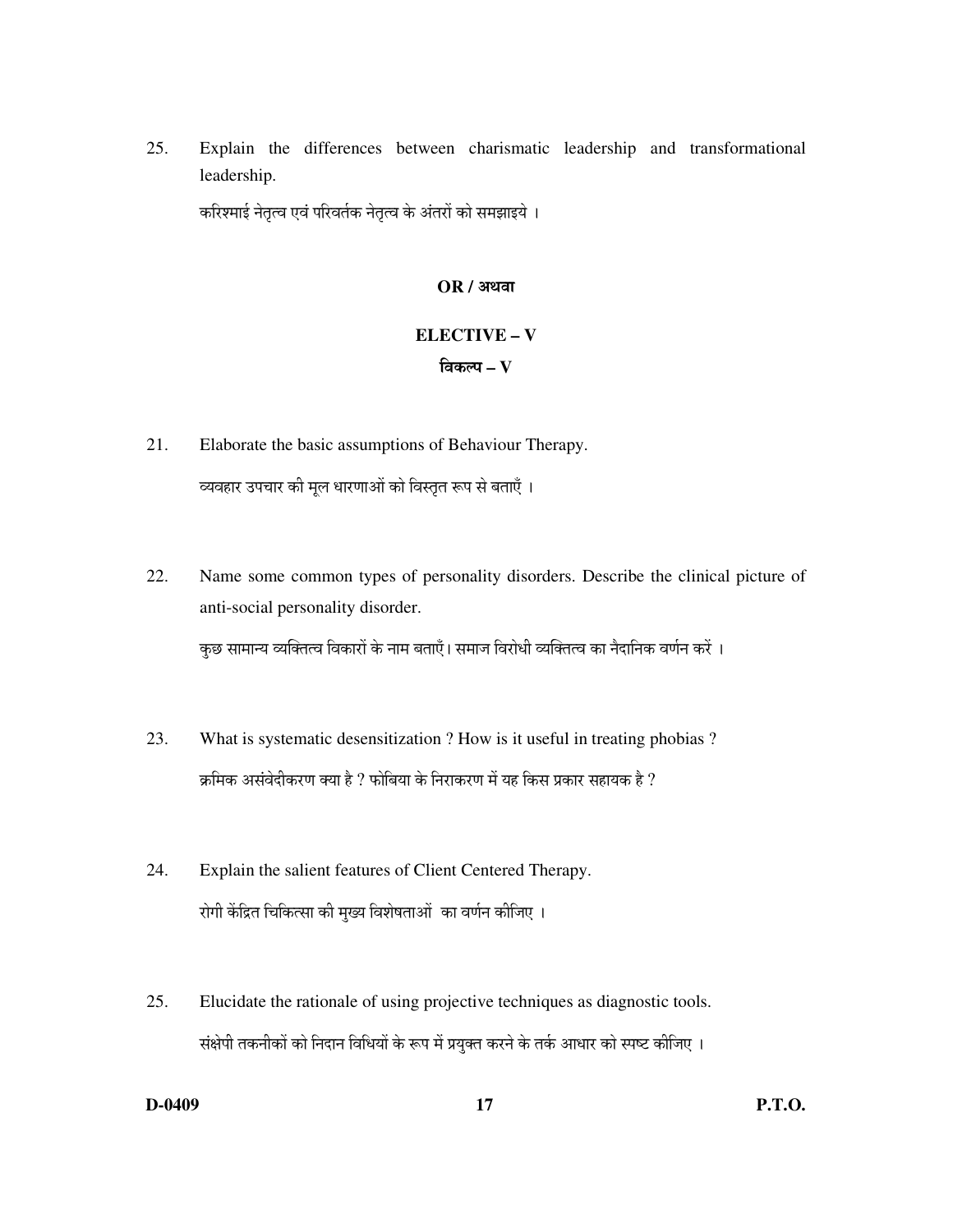25. Explain the differences between charismatic leadership and transformational leadership.

करिश्माई नेतृत्व एवं परिवर्तक नेतृत्व के अंतरों को समझाइये ।

**OR / अथवा**

**ELECTIVE – V**

**विकल्प – V**

21. Elaborate the basic assumptions of Behaviour Therapy.

व्यवहार उपचार की मूल धारणाओं को विस्तृत रूप से बताएँ ।

22. Name some common types of personality disorders. Describe the clinical picture of anti-social personality disorder.

कुछ सामान्य व्यक्तित्व विकारों के नाम बताएँ। समाज विरोधी व्यक्तित्व का नैदानिक वर्णन करें ।

23. What is systematic desensitization ? How is it useful in treating phobias ?

क्रमिक असंवेदीकरण क्या है ? फोबिया के निराकरण में यह किस प्रकार सहायक है ?

24. Explain the salient features of Client Centered Therapy.

रोगी केंद्रित चिकित्सा की मुख्य विशेषताओं का वर्णन कीजिए ।

25. Elucidate the rationale of using projective techniques as diagnostic tools.

संक्षेपी तकनीकों को निदान विधियों के रूप में प्रयुक्त करने के तर्क आधार को स्पष्ट कीजिए ।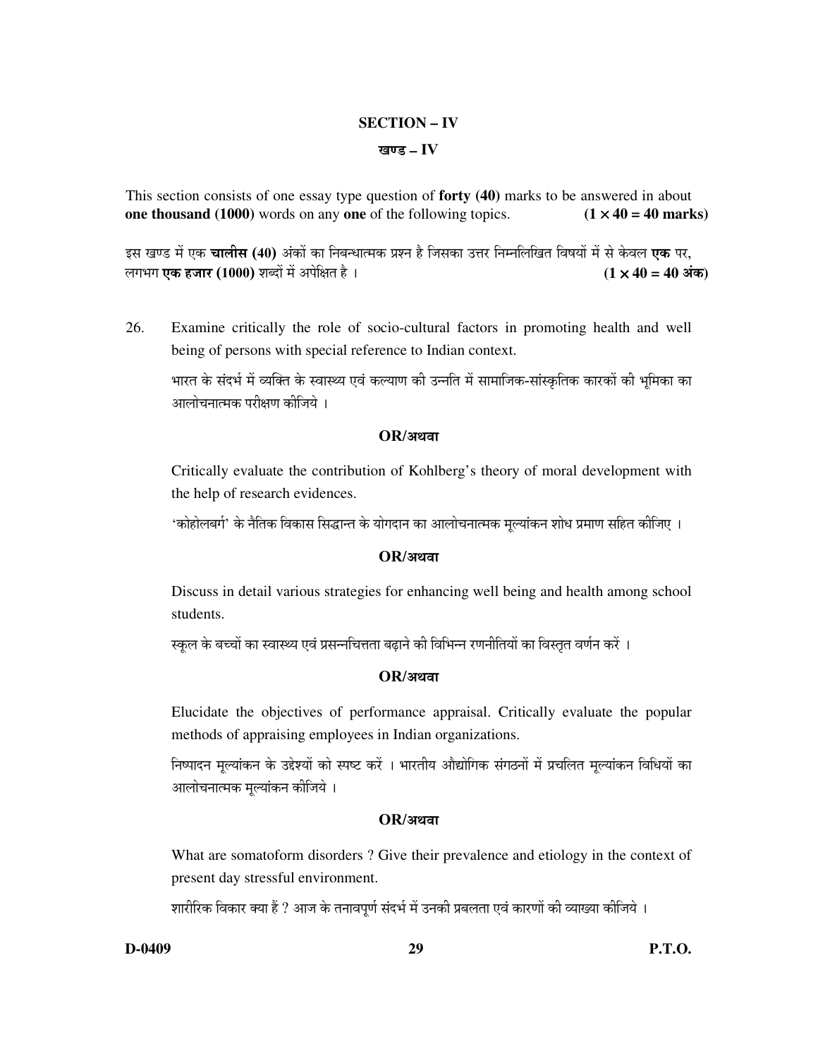## SECTION – IV

## खण्ड – IV

This section consists of one essay type question of **forty (40)** marks to be answered in about **one thousand (1000)** words on any **one** of the following topics. **(1 × 40 = 40 marks)**

इस खण्ड में एक **चालीस (40)** अंकों का निबन्धात्मक प्रश्न है जिसका उत्तर निम्नलिखित विषयों में से केवल **एक** पर, लगभग **एक हजार (1000)** शब्दों में अपेक्षित है । **(1 × 40 = 40 अंक)**

26. Examine critically the role of socio-cultural factors in promoting health and well being of persons with special reference to Indian context.

    भारत के संदर्भ में व्यक्ति के स्वास्थ्य एवं कल्याण की उन्नति में सामाजिक-सांस्कृतिक कारकों की भूमिका का आलोचनात्मक परीक्षण कीजिये ।

    **OR/अथवा**

    Critically evaluate the contribution of Kohlberg's theory of moral development with the help of research evidences.

    'कोहोलबर्ग' के नैतिक विकास सिद्धान्त के योगदान का आलोचनात्मक मूल्यांकन शोध प्रमाण सहित कीजिए ।

    **OR/अथवा**

    Discuss in detail various strategies for enhancing well being and health among school students.

    स्कूल के बच्चों का स्वास्थ्य एवं प्रसन्नचित्तता बढ़ाने की विभिन्न रणनीतियों का विस्तृत वर्णन करें ।

    **OR/अथवा**

    Elucidate the objectives of performance appraisal. Critically evaluate the popular methods of appraising employees in Indian organizations.

    निष्पादन मूल्यांकन के उद्देश्यों को स्पष्ट करें । भारतीय औद्योगिक संगठनों में प्रचलित मूल्यांकन विधियों का आलोचनात्मक मूल्यांकन कीजिये ।

    **OR/अथवा**

    What are somatoform disorders ? Give their prevalence and etiology in the context of present day stressful environment.

    शारीरिक विकार क्या हैं ? आज के तनावपूर्ण संदर्भ में उनकी प्रबलता एवं कारणों की व्याख्या कीजिये ।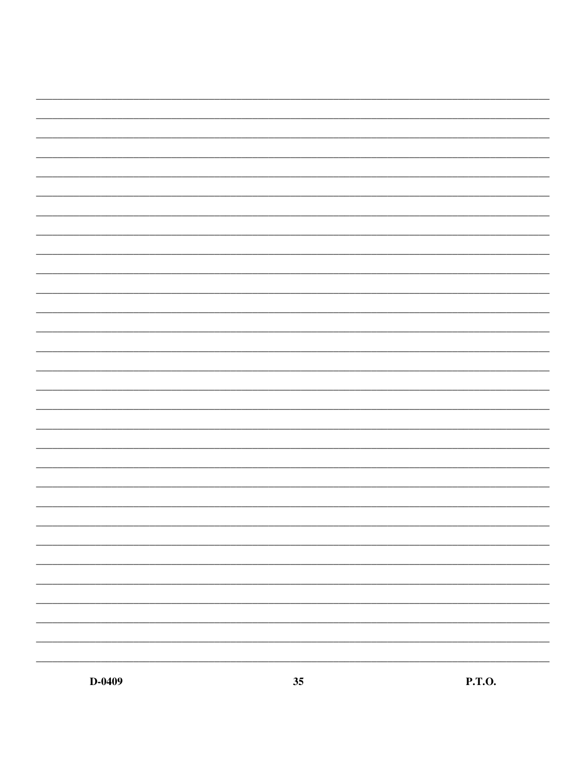P.T.O.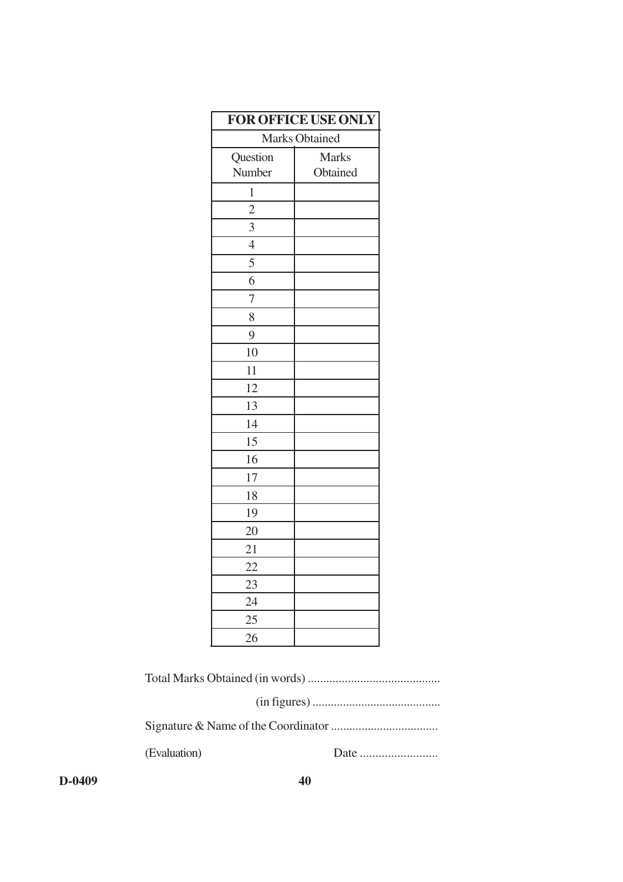| FOR OFFICE USE ONLY | |
|---|---|
| Marks Obtained | |
| Question Number | Marks Obtained |
| 1 | |
| 2 | |
| 3 | |
| 4 | |
| 5 | |
| 6 | |
| 7 | |
| 8 | |
| 9 | |
| 10 | |
| 11 | |
| 12 | |
| 13 | |
| 14 | |
| 15 | |
| 16 | |
| 17 | |
| 18 | |
| 19 | |
| 20 | |
| 21 | |
| 22 | |
| 23 | |
| 24 | |
| 25 | |
| 26 | |

Total Marks Obtained (in words) ...........................................

(in figures) ..........................................

Signature & Name of the Coordinator ..................................

(Evaluation) Date .........................

D-0409